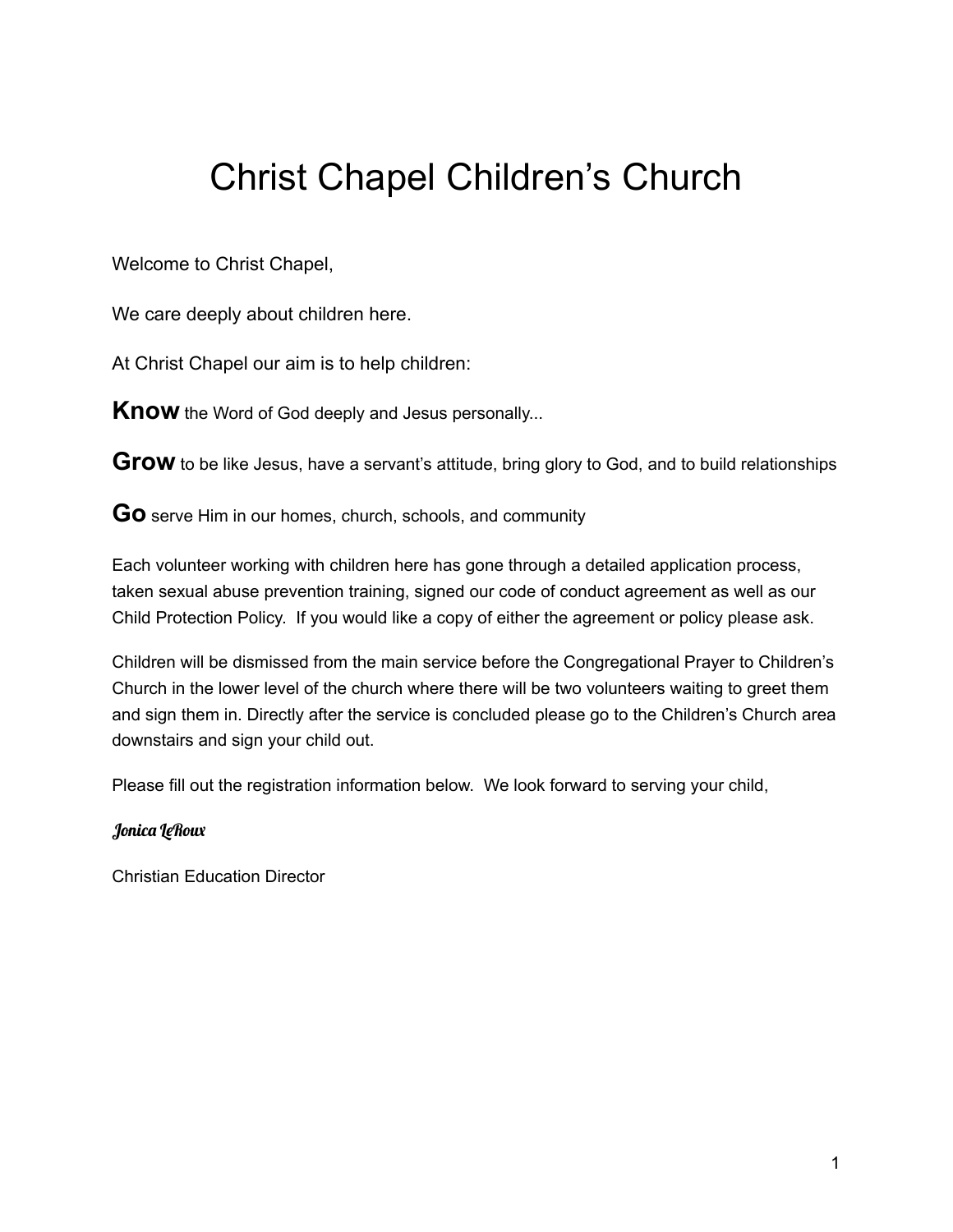# Christ Chapel Children's Church

Welcome to Christ Chapel,

We care deeply about children here.

At Christ Chapel our aim is to help children:

**Know** the Word of God deeply and Jesus personally...

**Grow** to be like Jesus, have a servant's attitude, bring glory to God, and to build relationships

**Go** serve Him in our homes, church, schools, and community

Each volunteer working with children here has gone through a detailed application process, taken sexual abuse prevention training, signed our code of conduct agreement as well as our Child Protection Policy. If you would like a copy of either the agreement or policy please ask.

Children will be dismissed from the main service before the Congregational Prayer to Children's Church in the lower level of the church where there will be two volunteers waiting to greet them and sign them in. Directly after the service is concluded please go to the Children's Church area downstairs and sign your child out.

Please fill out the registration information below. We look forward to serving your child,

*Jonica LeRoux*

Christian Education Director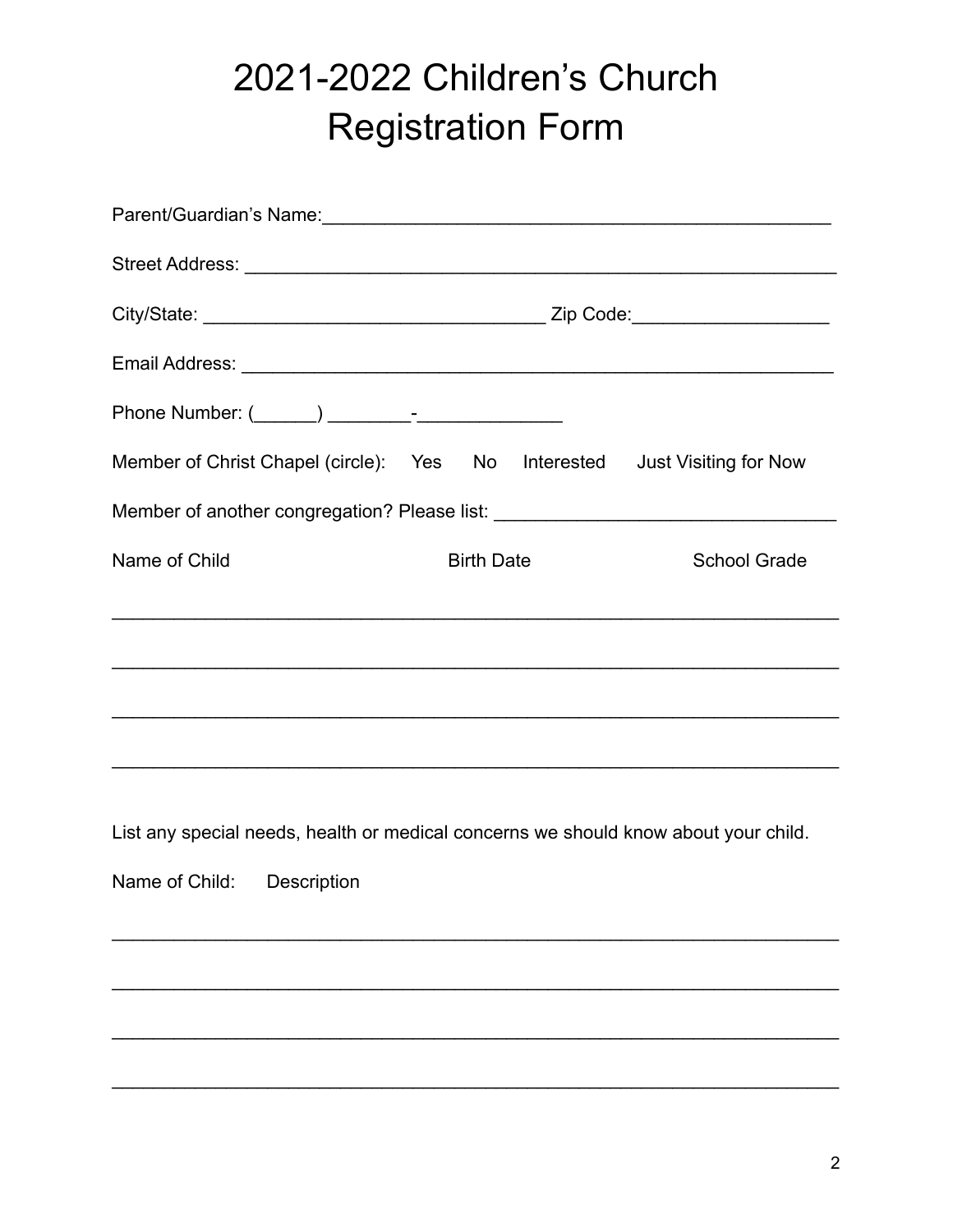# 2021-2022 Children's Church Registration Form

Parent/Guardian's Name:_________________________________________________

Street Address: ___________________________________________________________

City/State: _________________________________ Zip Code:___________________

Email Address: ___________________________________________________________

Phone Number: (______) ________-______________

Member of Christ Chapel (circle): Yes No Interested Just Visiting for Now

Member of another congregation? Please list: _________________________________

Name of Child Birth Date School Grade

_______________________________________________________________________

_______________________________________________________________________

_______________________________________________________________________

_______________________________________________________________________

List any special needs, health or medical concerns we should know about your child.

Name of Child: Description

_______________________________________________________________________

_______________________________________________________________________

_______________________________________________________________________

_______________________________________________________________________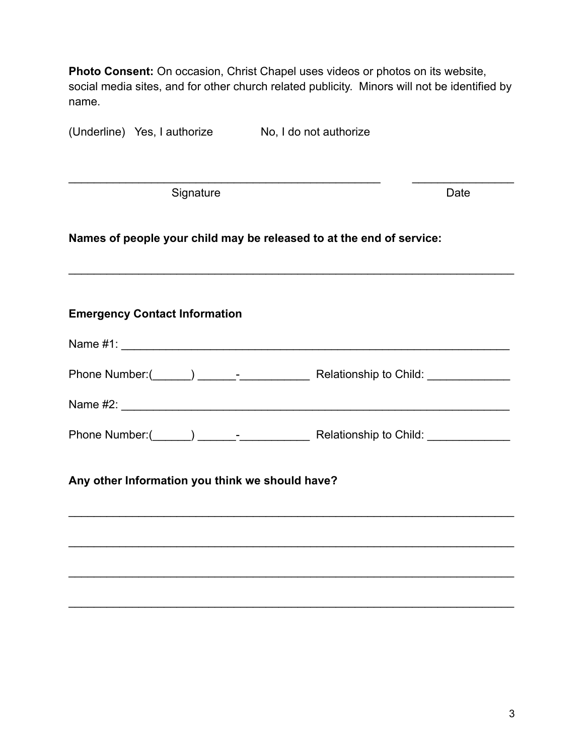**Photo Consent:** On occasion, Christ Chapel uses videos or photos on its website, social media sites, and for other church related publicity. Minors will not be identified by name.

(Underline) Yes, I authorize No, I do not authorize

_______________________________________________ _______________

Signature Date

**Names of people your child may be released to at the end of service:**

_____________________________________________________________________

**Emergency Contact Information**

Name #1: ____________________________________________________________

Phone Number:(______) ______-___________ Relationship to Child: _____________

Name #2: ____________________________________________________________

Phone Number:(______) ______-___________ Relationship to Child: _____________

**Any other Information you think we should have?**

_____________________________________________________________________

_____________________________________________________________________

_____________________________________________________________________

_____________________________________________________________________